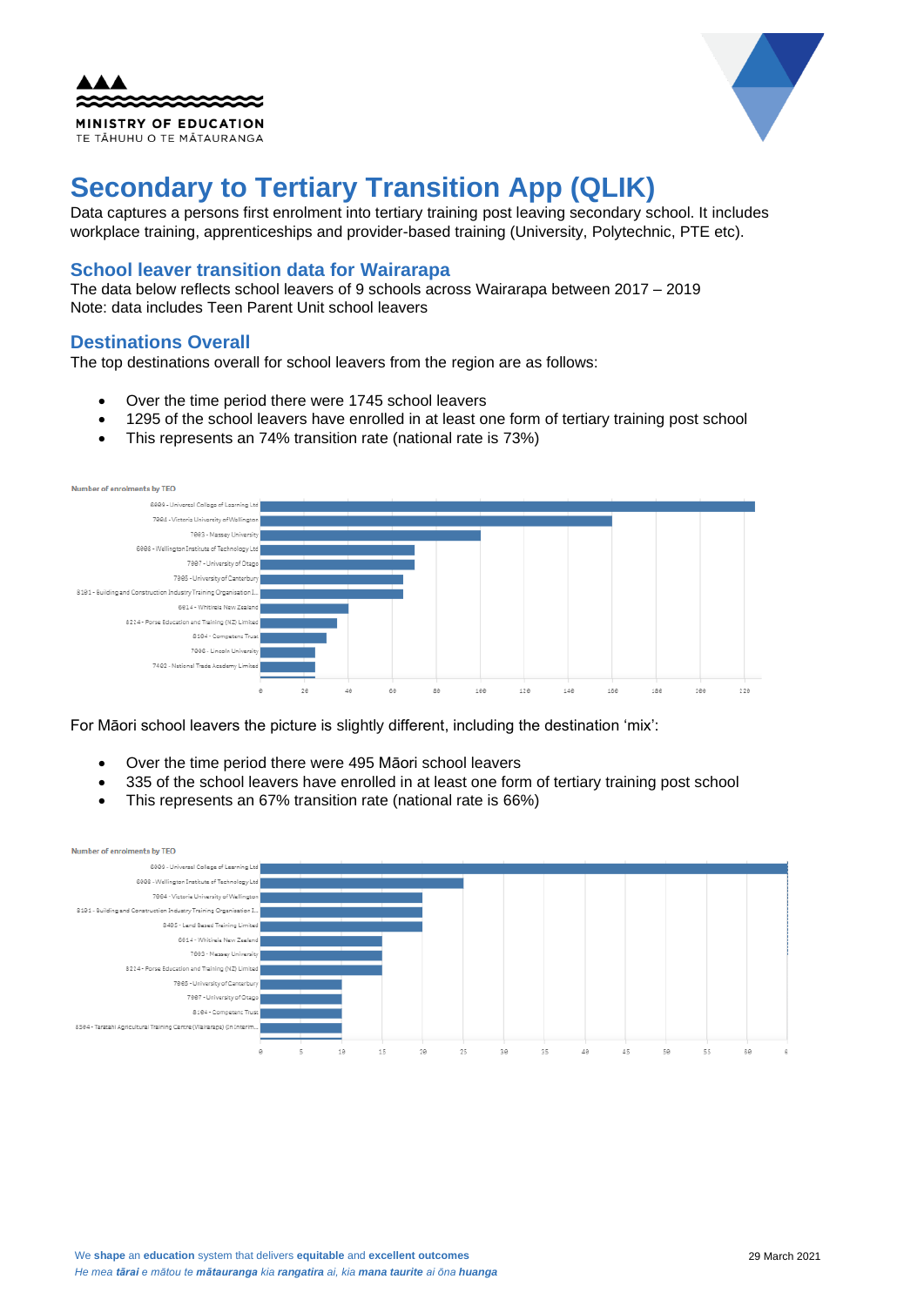# Secondary to Tertiary Transition App (QLIK)

Data captures a persons first enrolment into tertiary training post leaving secondary school. It includes workplace training, apprenticeships and provider-based training (University, Polytechnic, PTE etc).

## School leaver transition data for Wairarapa

The data below reflects school leavers of 9 schools across Wairarapa between 2017 – 2019
Note: data includes Teen Parent Unit school leavers

## Destinations Overall

The top destinations overall for school leavers from the region are as follows:

- Over the time period there were 1745 school leavers
- 1295 of the school leavers have enrolled in at least one form of tertiary training post school
- This represents an 74% transition rate (national rate is 73%)

Number of enrolments by TEO

- 6004 - Universal College of Learning Ltd
- 7004 - Victoria University of Wellington
- 7003 - Massey University
- 6008 - Wellington Institute of Technology Ltd
- 7007 - University of Otago
- 7005 - University of Canterbury
- 8101 - Building and Construction Industry Training Organisation I...
- 6014 - Whitireia New Zealand
- 8214 - Force Education and Training (NZ) Limited
- 8104 - Competenz Trust
- 7006 - Lincoln University
- 7402 - National Trade Academy Limited

For Māori school leavers the picture is slightly different, including the destination 'mix':

- Over the time period there were 495 Māori school leavers
- 335 of the school leavers have enrolled in at least one form of tertiary training post school
- This represents an 67% transition rate (national rate is 66%)

Number of enrolments by TEO

- 6004 - Universal College of Learning Ltd
- 6008 - Wellington Institute of Technology Ltd
- 7004 - Victoria University of Wellington
- 8101 - Building and Construction Industry Training Organisation I...
- 8405 - Land Based Training Limited
- 6014 - Whitireia New Zealand
- 7003 - Massey University
- 8214 - Force Education and Training (NZ) Limited
- 7005 - University of Canterbury
- 7007 - University of Otago
- 8104 - Competenz Trust
- 8504 - Taratahi Agricultural Training Centre (Wairarapa) (in Interim...

We **shape** an **education** system that delivers **equitable** and **excellent outcomes**
*He mea **tārai** e mātou te **mātauranga** kia **rangatira** ai, kia **mana taurite** ai ōna **huanga***

29 March 2021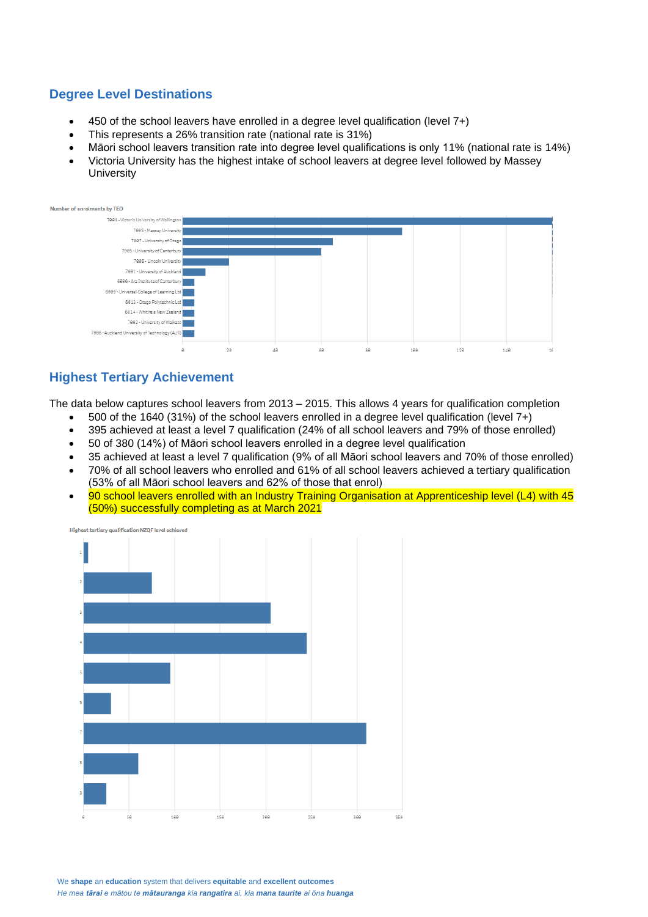## Degree Level Destinations

- 450 of the school leavers have enrolled in a degree level qualification (level 7+)
- This represents a 26% transition rate (national rate is 31%)
- Māori school leavers transition rate into degree level qualifications is only 11% (national rate is 14%)
- Victoria University has the highest intake of school leavers at degree level followed by Massey University

Number of enrolments by TEO

| TEO |
|---|
| 7004 - Victoria University of Wellington |
| 7003 - Massey University |
| 7007 - University of Otago |
| 7005 - University of Canterbury |
| 7006 - Lincoln University |
| 7001 - University of Auckland |
| 6008 - Ara Institute of Canterbury |
| 6009 - Universal College of Learning Ltd |
| 6013 - Otago Polytechnic Ltd |
| 6014 - Whitireia New Zealand |
| 7002 - University of Waikato |
| 7008 - Auckland University of Technology (AUT) |

## Highest Tertiary Achievement

The data below captures school leavers from 2013 – 2015. This allows 4 years for qualification completion

- 500 of the 1640 (31%) of the school leavers enrolled in a degree level qualification (level 7+)
- 395 achieved at least a level 7 qualification (24% of all school leavers and 79% of those enrolled)
- 50 of 380 (14%) of Māori school leavers enrolled in a degree level qualification
- 35 achieved at least a level 7 qualification (9% of all Māori school leavers and 70% of those enrolled)
- 70% of all school leavers who enrolled and 61% of all school leavers achieved a tertiary qualification (53% of all Māori school leavers and 62% of those that enrol)
- 90 school leavers enrolled with an Industry Training Organisation at Apprenticeship level (L4) with 45 (50%) successfully completing as at March 2021

Highest tertiary qualification NZQF level achieved

We **shape** an **education** system that delivers **equitable** and **excellent outcomes**

*He mea **tārai** e mātou te **mātauranga** kia **rangatira** ai, kia **mana taurite** ai ōna **huanga***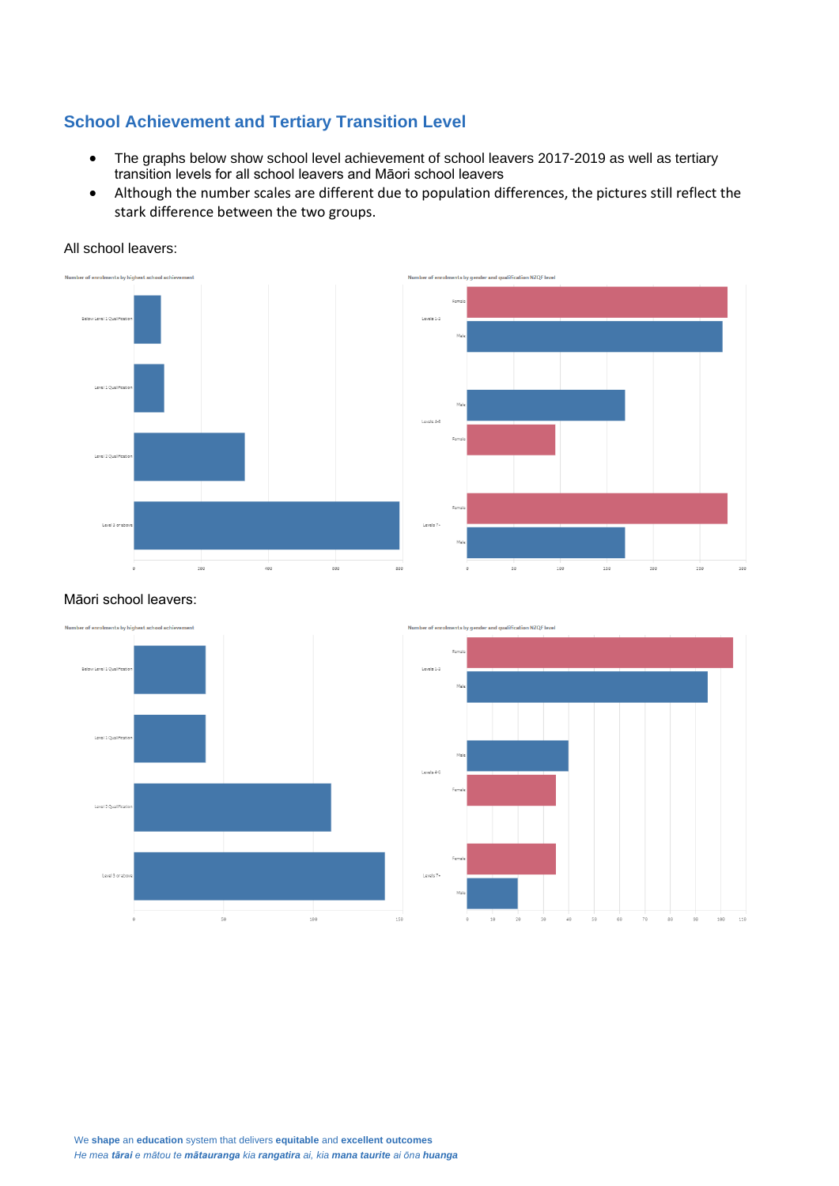## School Achievement and Tertiary Transition Level

- The graphs below show school level achievement of school leavers 2017-2019 as well as tertiary transition levels for all school leavers and Māori school leavers
- Although the number scales are different due to population differences, the pictures still reflect the stark difference between the two groups.

All school leavers:

Māori school leavers:

We **shape** an **education** system that delivers **equitable** and **excellent outcomes**
*He mea **tārai** e mātou te **mātauranga** kia **rangatira** ai, kia **mana taurite** ai ōna **huanga***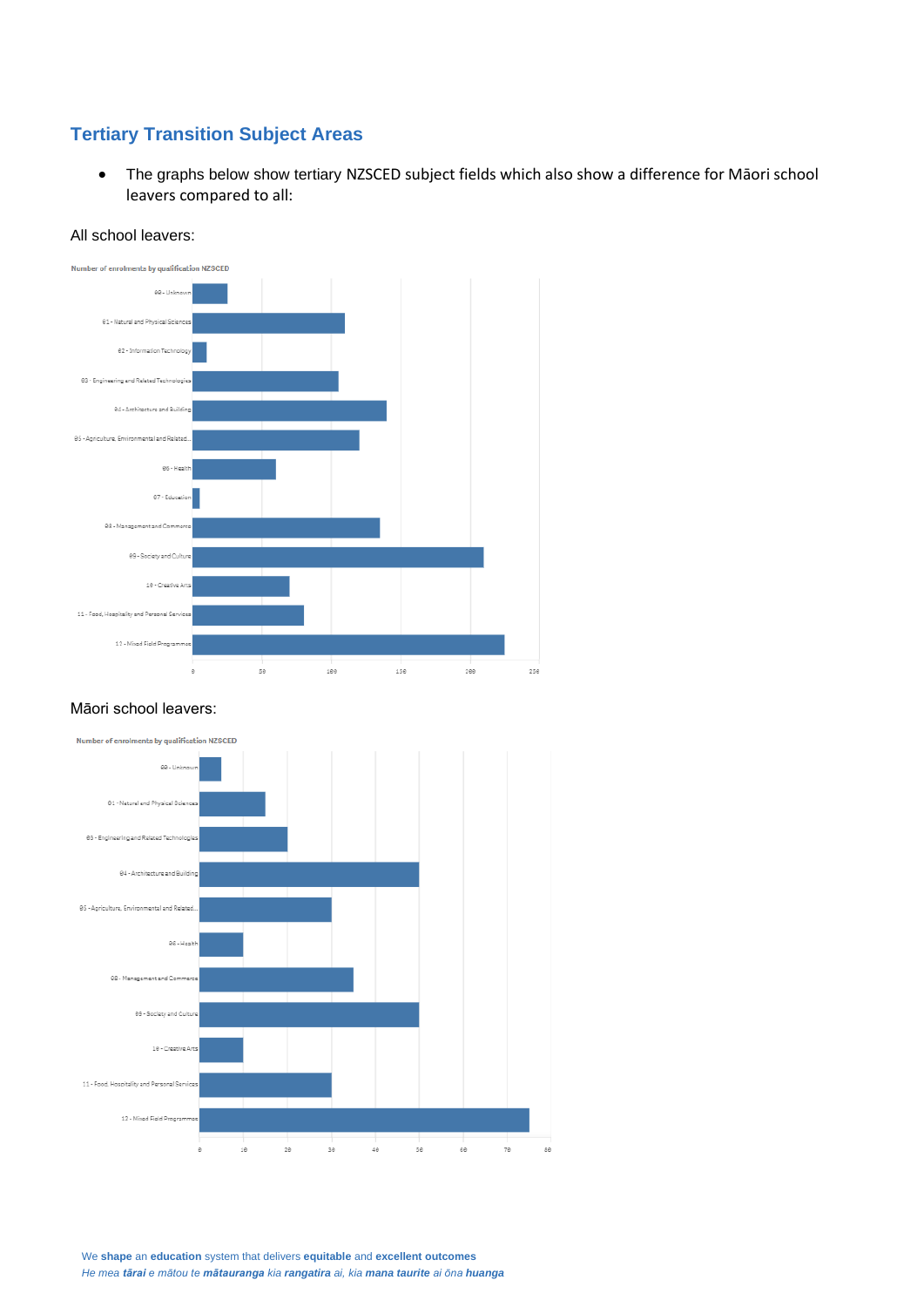## Tertiary Transition Subject Areas

- The graphs below show tertiary NZSCED subject fields which also show a difference for Māori school leavers compared to all:

All school leavers:

Number of enrolments by qualification NZSCED

| NZSCED field | Enrolments (approx.) |
|---|---|
| 00 - Unknown | 25 |
| 01 - Natural and Physical Sciences | 110 |
| 02 - Information Technology | 10 |
| 03 - Engineering and Related Technologies | 105 |
| 04 - Architecture and Building | 140 |
| 05 - Agriculture, Environmental and Related... | 120 |
| 06 - Health | 60 |
| 07 - Education | 5 |
| 08 - Management and Commerce | 135 |
| 09 - Society and Culture | 210 |
| 10 - Creative Arts | 70 |
| 11 - Food, Hospitality and Personal Services | 80 |
| 12 - Mixed Field Programmes | 225 |

Māori school leavers:

Number of enrolments by qualification NZSCED

| NZSCED field | Enrolments (approx.) |
|---|---|
| 00 - Unknown | 5 |
| 01 - Natural and Physical Sciences | 15 |
| 03 - Engineering and Related Technologies | 20 |
| 04 - Architecture and Building | 50 |
| 05 - Agriculture, Environmental and Related... | 30 |
| 06 - Health | 10 |
| 08 - Management and Commerce | 35 |
| 09 - Society and Culture | 50 |
| 10 - Creative Arts | 10 |
| 11 - Food, Hospitality and Personal Services | 30 |
| 12 - Mixed Field Programmes | 75 |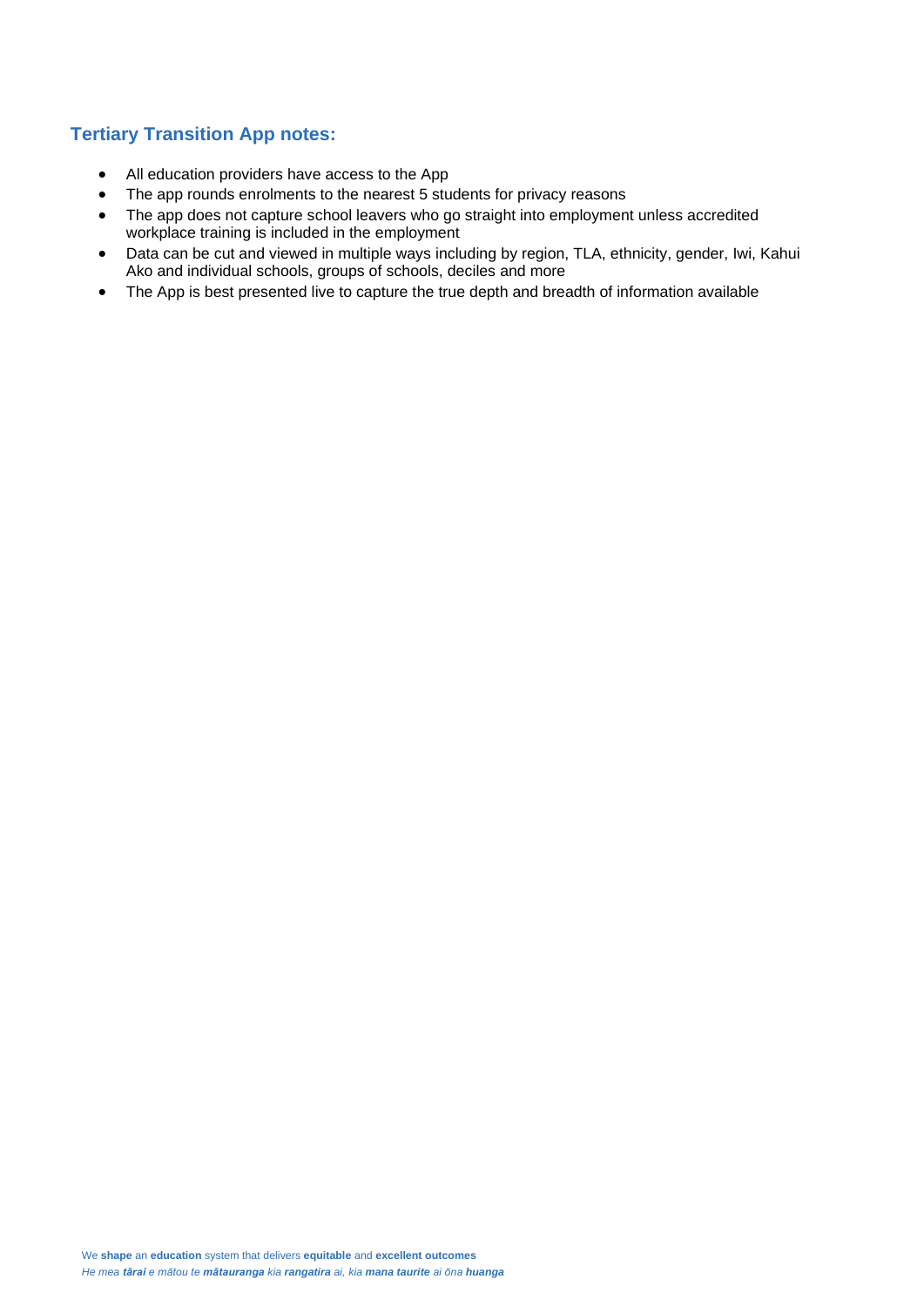## Tertiary Transition App notes:

- All education providers have access to the App
- The app rounds enrolments to the nearest 5 students for privacy reasons
- The app does not capture school leavers who go straight into employment unless accredited workplace training is included in the employment
- Data can be cut and viewed in multiple ways including by region, TLA, ethnicity, gender, Iwi, Kahui Ako and individual schools, groups of schools, deciles and more
- The App is best presented live to capture the true depth and breadth of information available